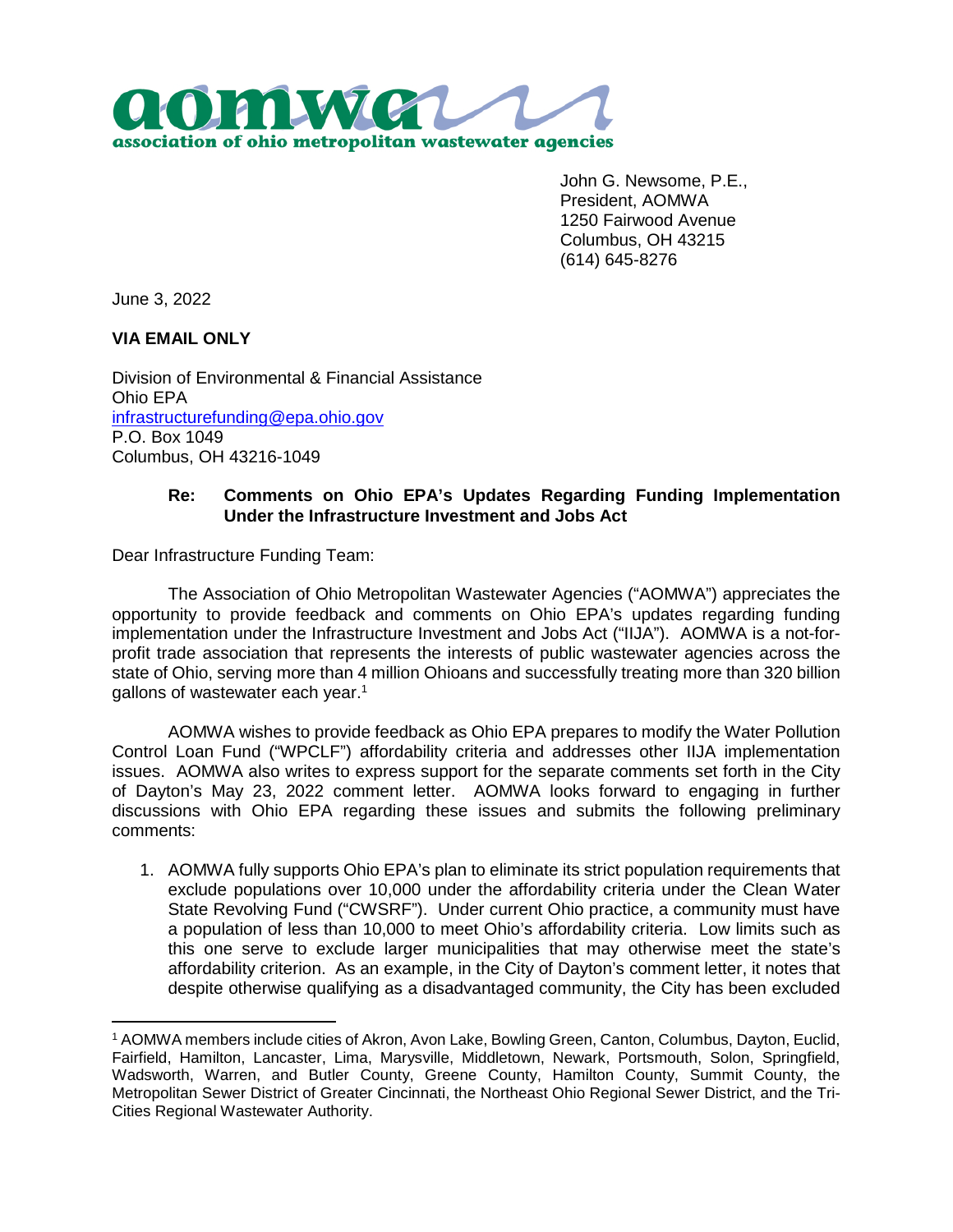**aomwa**
**association of ohio metropolitan wastewater agencies**

John G. Newsome, P.E.,
President, AOMWA
1250 Fairwood Avenue
Columbus, OH 43215
(614) 645-8276

June 3, 2022

**VIA EMAIL ONLY**

Division of Environmental & Financial Assistance
Ohio EPA
infrastructurefunding@epa.ohio.gov
P.O. Box 1049
Columbus, OH 43216-1049

**Re: Comments on Ohio EPA's Updates Regarding Funding Implementation Under the Infrastructure Investment and Jobs Act**

Dear Infrastructure Funding Team:

The Association of Ohio Metropolitan Wastewater Agencies ("AOMWA") appreciates the opportunity to provide feedback and comments on Ohio EPA's updates regarding funding implementation under the Infrastructure Investment and Jobs Act ("IIJA"). AOMWA is a not-for-profit trade association that represents the interests of public wastewater agencies across the state of Ohio, serving more than 4 million Ohioans and successfully treating more than 320 billion gallons of wastewater each year.[1]

AOMWA wishes to provide feedback as Ohio EPA prepares to modify the Water Pollution Control Loan Fund ("WPCLF") affordability criteria and addresses other IIJA implementation issues. AOMWA also writes to express support for the separate comments set forth in the City of Dayton's May 23, 2022 comment letter. AOMWA looks forward to engaging in further discussions with Ohio EPA regarding these issues and submits the following preliminary comments:

1. AOMWA fully supports Ohio EPA's plan to eliminate its strict population requirements that exclude populations over 10,000 under the affordability criteria under the Clean Water State Revolving Fund ("CWSRF"). Under current Ohio practice, a community must have a population of less than 10,000 to meet Ohio's affordability criteria. Low limits such as this one serve to exclude larger municipalities that may otherwise meet the state's affordability criterion. As an example, in the City of Dayton's comment letter, it notes that despite otherwise qualifying as a disadvantaged community, the City has been excluded

---

[1] AOMWA members include cities of Akron, Avon Lake, Bowling Green, Canton, Columbus, Dayton, Euclid, Fairfield, Hamilton, Lancaster, Lima, Marysville, Middletown, Newark, Portsmouth, Solon, Springfield, Wadsworth, Warren, and Butler County, Greene County, Hamilton County, Summit County, the Metropolitan Sewer District of Greater Cincinnati, the Northeast Ohio Regional Sewer District, and the Tri-Cities Regional Wastewater Authority.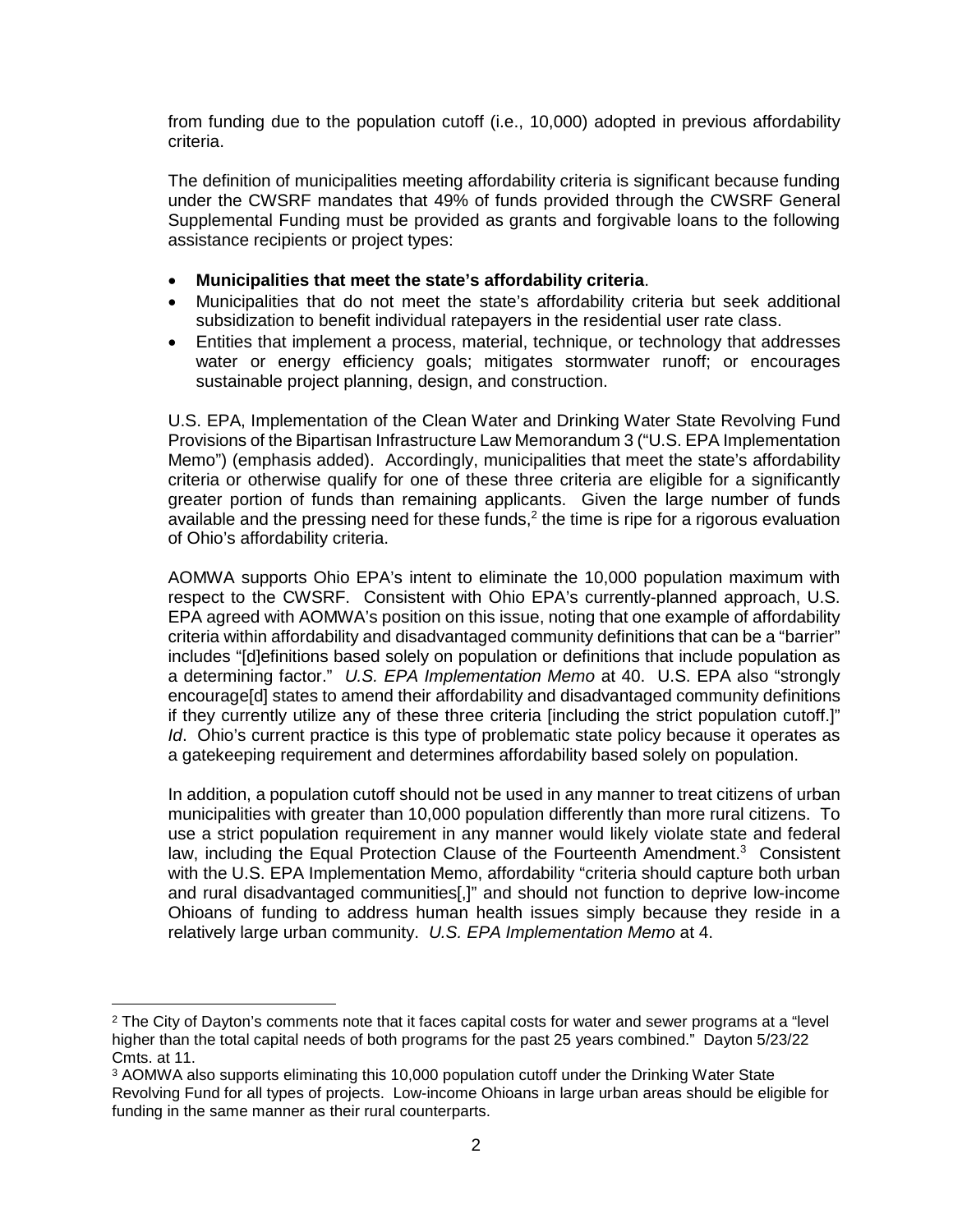from funding due to the population cutoff (i.e., 10,000) adopted in previous affordability criteria.

The definition of municipalities meeting affordability criteria is significant because funding under the CWSRF mandates that 49% of funds provided through the CWSRF General Supplemental Funding must be provided as grants and forgivable loans to the following assistance recipients or project types:

- **Municipalities that meet the state's affordability criteria**.
- Municipalities that do not meet the state's affordability criteria but seek additional subsidization to benefit individual ratepayers in the residential user rate class.
- Entities that implement a process, material, technique, or technology that addresses water or energy efficiency goals; mitigates stormwater runoff; or encourages sustainable project planning, design, and construction.

U.S. EPA, Implementation of the Clean Water and Drinking Water State Revolving Fund Provisions of the Bipartisan Infrastructure Law Memorandum 3 ("U.S. EPA Implementation Memo") (emphasis added). Accordingly, municipalities that meet the state's affordability criteria or otherwise qualify for one of these three criteria are eligible for a significantly greater portion of funds than remaining applicants. Given the large number of funds available and the pressing need for these funds,[2] the time is ripe for a rigorous evaluation of Ohio's affordability criteria.

AOMWA supports Ohio EPA's intent to eliminate the 10,000 population maximum with respect to the CWSRF. Consistent with Ohio EPA's currently-planned approach, U.S. EPA agreed with AOMWA's position on this issue, noting that one example of affordability criteria within affordability and disadvantaged community definitions that can be a "barrier" includes "[d]efinitions based solely on population or definitions that include population as a determining factor." *U.S. EPA Implementation Memo* at 40. U.S. EPA also "strongly encourage[d] states to amend their affordability and disadvantaged community definitions if they currently utilize any of these three criteria [including the strict population cutoff.]" *Id*. Ohio's current practice is this type of problematic state policy because it operates as a gatekeeping requirement and determines affordability based solely on population.

In addition, a population cutoff should not be used in any manner to treat citizens of urban municipalities with greater than 10,000 population differently than more rural citizens. To use a strict population requirement in any manner would likely violate state and federal law, including the Equal Protection Clause of the Fourteenth Amendment.[3] Consistent with the U.S. EPA Implementation Memo, affordability "criteria should capture both urban and rural disadvantaged communities[,]" and should not function to deprive low-income Ohioans of funding to address human health issues simply because they reside in a relatively large urban community. *U.S. EPA Implementation Memo* at 4.

---

[2] The City of Dayton's comments note that it faces capital costs for water and sewer programs at a "level higher than the total capital needs of both programs for the past 25 years combined." Dayton 5/23/22 Cmts. at 11.

[3] AOMWA also supports eliminating this 10,000 population cutoff under the Drinking Water State Revolving Fund for all types of projects. Low-income Ohioans in large urban areas should be eligible for funding in the same manner as their rural counterparts.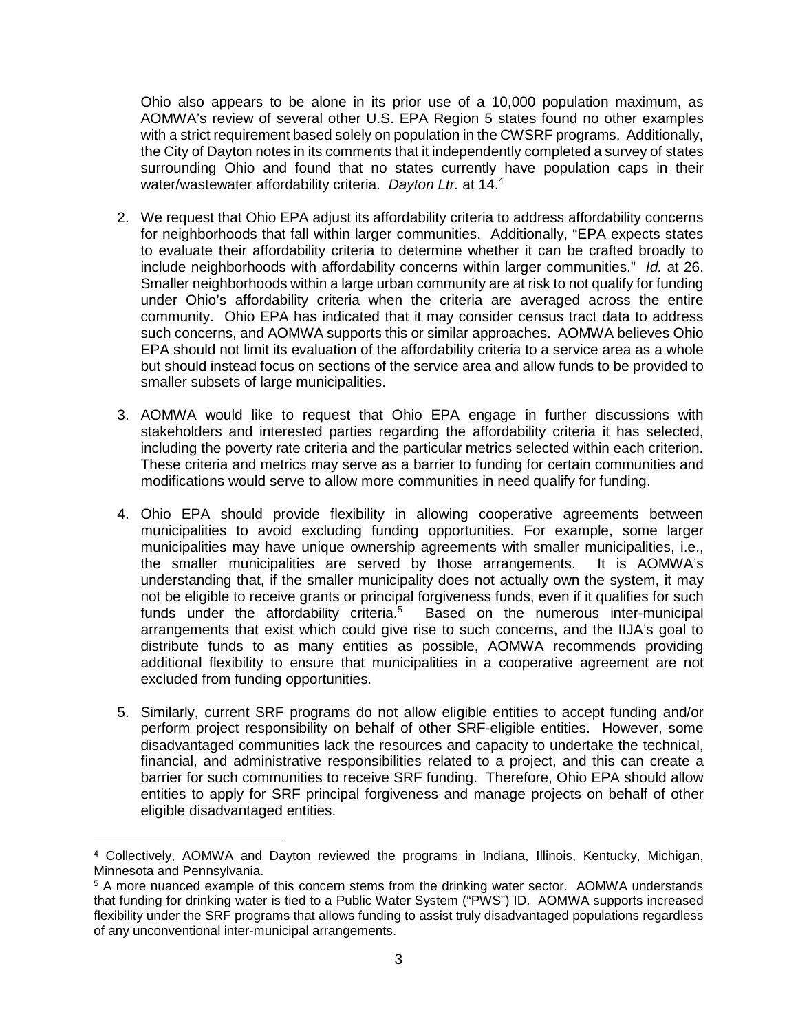Ohio also appears to be alone in its prior use of a 10,000 population maximum, as AOMWA's review of several other U.S. EPA Region 5 states found no other examples with a strict requirement based solely on population in the CWSRF programs. Additionally, the City of Dayton notes in its comments that it independently completed a survey of states surrounding Ohio and found that no states currently have population caps in their water/wastewater affordability criteria. *Dayton Ltr.* at 14.[4]

2. We request that Ohio EPA adjust its affordability criteria to address affordability concerns for neighborhoods that fall within larger communities. Additionally, "EPA expects states to evaluate their affordability criteria to determine whether it can be crafted broadly to include neighborhoods with affordability concerns within larger communities." *Id.* at 26. Smaller neighborhoods within a large urban community are at risk to not qualify for funding under Ohio's affordability criteria when the criteria are averaged across the entire community. Ohio EPA has indicated that it may consider census tract data to address such concerns, and AOMWA supports this or similar approaches. AOMWA believes Ohio EPA should not limit its evaluation of the affordability criteria to a service area as a whole but should instead focus on sections of the service area and allow funds to be provided to smaller subsets of large municipalities.

3. AOMWA would like to request that Ohio EPA engage in further discussions with stakeholders and interested parties regarding the affordability criteria it has selected, including the poverty rate criteria and the particular metrics selected within each criterion. These criteria and metrics may serve as a barrier to funding for certain communities and modifications would serve to allow more communities in need qualify for funding.

4. Ohio EPA should provide flexibility in allowing cooperative agreements between municipalities to avoid excluding funding opportunities. For example, some larger municipalities may have unique ownership agreements with smaller municipalities, i.e., the smaller municipalities are served by those arrangements. It is AOMWA's understanding that, if the smaller municipality does not actually own the system, it may not be eligible to receive grants or principal forgiveness funds, even if it qualifies for such funds under the affordability criteria.[5] Based on the numerous inter-municipal arrangements that exist which could give rise to such concerns, and the IIJA's goal to distribute funds to as many entities as possible, AOMWA recommends providing additional flexibility to ensure that municipalities in a cooperative agreement are not excluded from funding opportunities.

5. Similarly, current SRF programs do not allow eligible entities to accept funding and/or perform project responsibility on behalf of other SRF-eligible entities. However, some disadvantaged communities lack the resources and capacity to undertake the technical, financial, and administrative responsibilities related to a project, and this can create a barrier for such communities to receive SRF funding. Therefore, Ohio EPA should allow entities to apply for SRF principal forgiveness and manage projects on behalf of other eligible disadvantaged entities.

---

[4] Collectively, AOMWA and Dayton reviewed the programs in Indiana, Illinois, Kentucky, Michigan, Minnesota and Pennsylvania.

[5] A more nuanced example of this concern stems from the drinking water sector. AOMWA understands that funding for drinking water is tied to a Public Water System ("PWS") ID. AOMWA supports increased flexibility under the SRF programs that allows funding to assist truly disadvantaged populations regardless of any unconventional inter-municipal arrangements.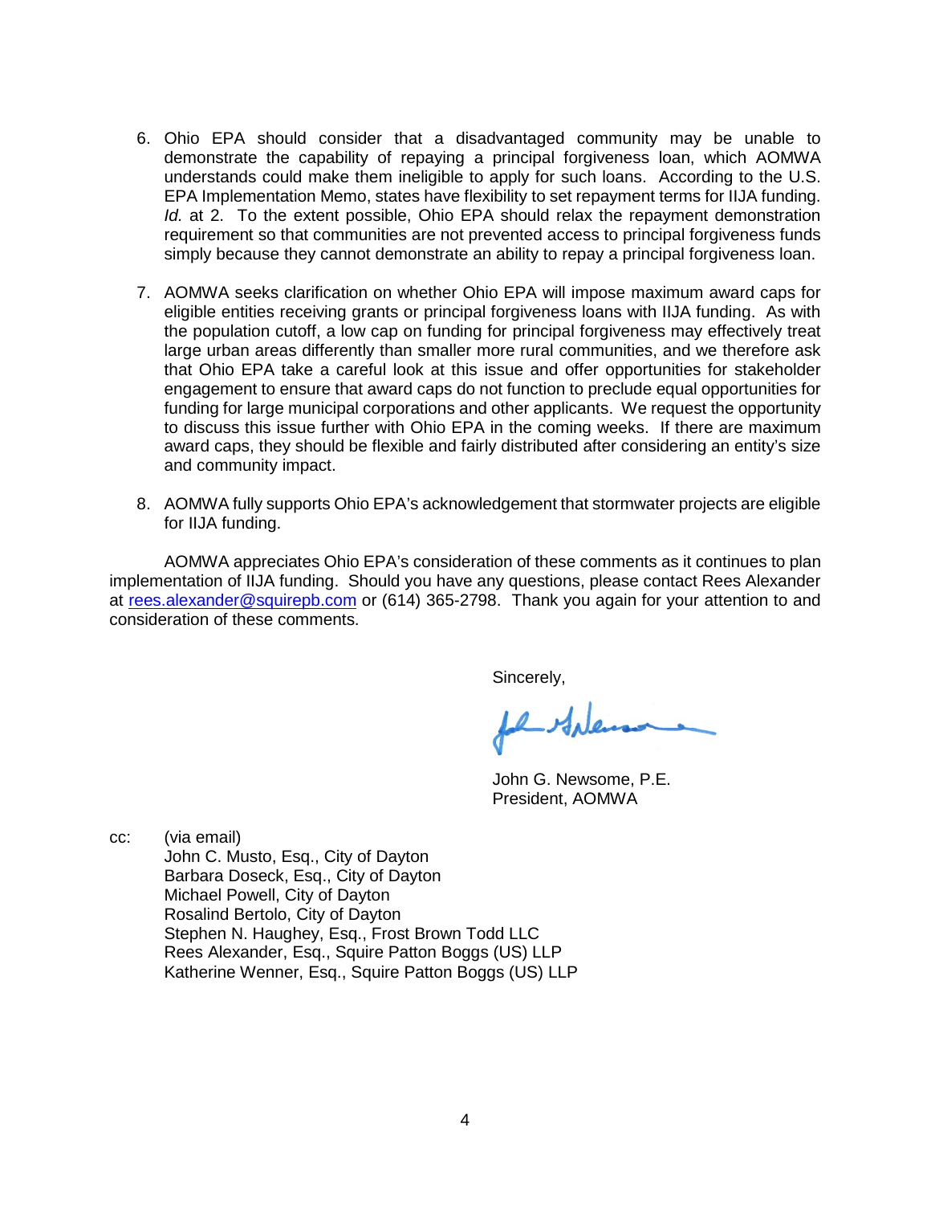6. Ohio EPA should consider that a disadvantaged community may be unable to demonstrate the capability of repaying a principal forgiveness loan, which AOMWA understands could make them ineligible to apply for such loans. According to the U.S. EPA Implementation Memo, states have flexibility to set repayment terms for IIJA funding. *Id.* at 2. To the extent possible, Ohio EPA should relax the repayment demonstration requirement so that communities are not prevented access to principal forgiveness funds simply because they cannot demonstrate an ability to repay a principal forgiveness loan.

7. AOMWA seeks clarification on whether Ohio EPA will impose maximum award caps for eligible entities receiving grants or principal forgiveness loans with IIJA funding. As with the population cutoff, a low cap on funding for principal forgiveness may effectively treat large urban areas differently than smaller more rural communities, and we therefore ask that Ohio EPA take a careful look at this issue and offer opportunities for stakeholder engagement to ensure that award caps do not function to preclude equal opportunities for funding for large municipal corporations and other applicants. We request the opportunity to discuss this issue further with Ohio EPA in the coming weeks. If there are maximum award caps, they should be flexible and fairly distributed after considering an entity's size and community impact.

8. AOMWA fully supports Ohio EPA's acknowledgement that stormwater projects are eligible for IIJA funding.

AOMWA appreciates Ohio EPA's consideration of these comments as it continues to plan implementation of IIJA funding. Should you have any questions, please contact Rees Alexander at rees.alexander@squirepb.com or (614) 365-2798. Thank you again for your attention to and consideration of these comments.

Sincerely,

John G. Newsome, P.E.
President, AOMWA

cc: (via email)
John C. Musto, Esq., City of Dayton
Barbara Doseck, Esq., City of Dayton
Michael Powell, City of Dayton
Rosalind Bertolo, City of Dayton
Stephen N. Haughey, Esq., Frost Brown Todd LLC
Rees Alexander, Esq., Squire Patton Boggs (US) LLP
Katherine Wenner, Esq., Squire Patton Boggs (US) LLP